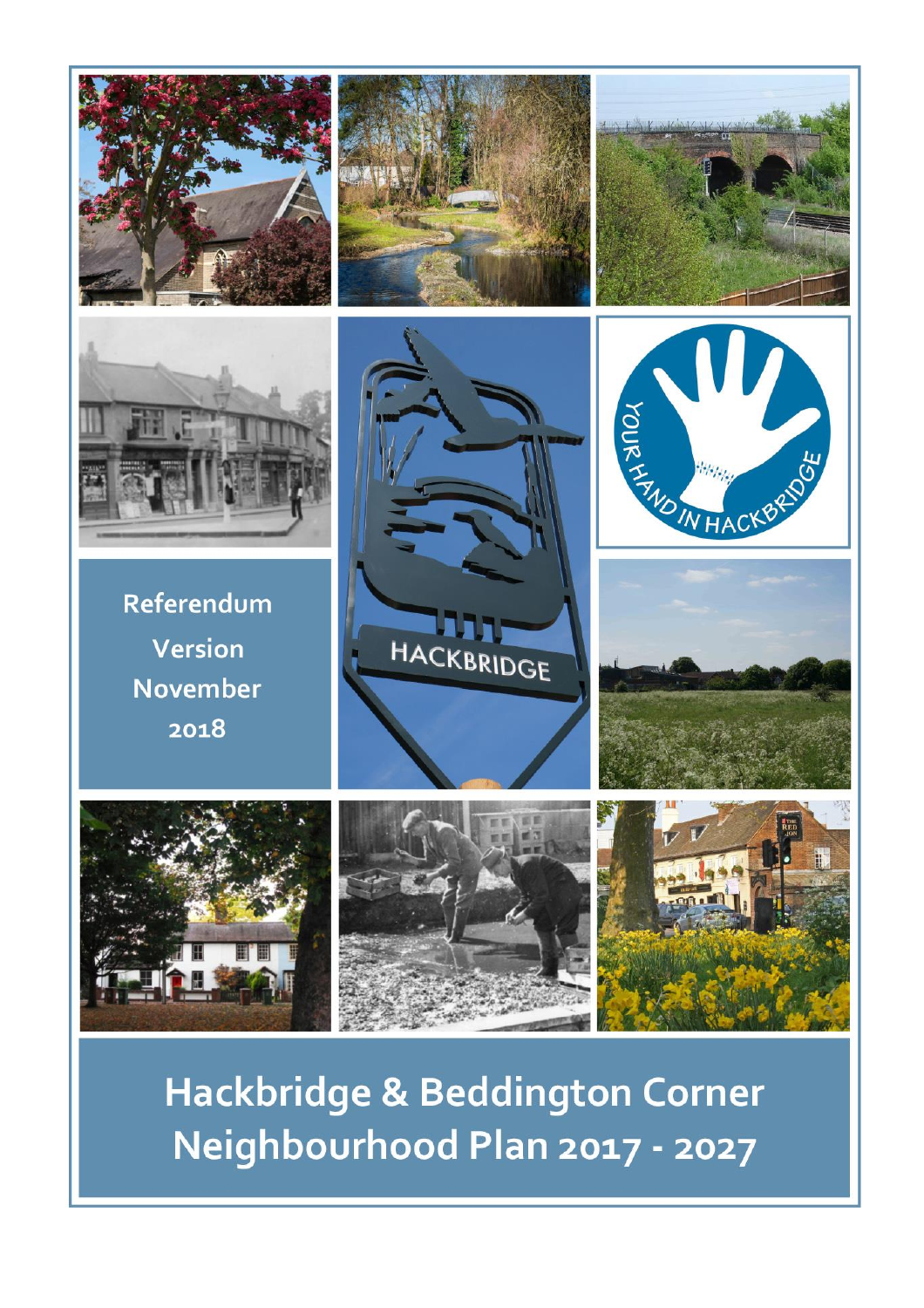Referendum Version November 2018

# Hackbridge & Beddington Corner Neighbourhood Plan 2017 - 2027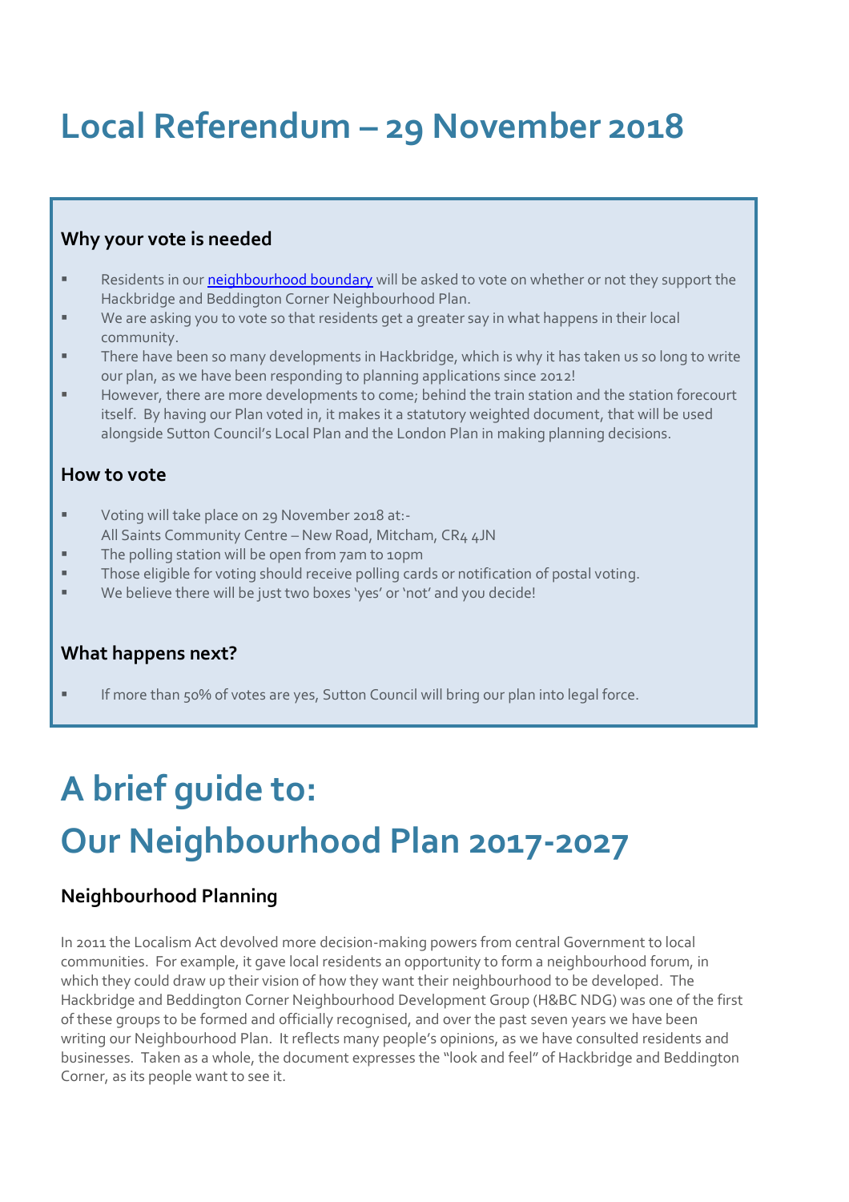# Local Referendum – 29 November 2018

### Why your vote is needed

- Residents in our [neighbourhood boundary] will be asked to vote on whether or not they support the Hackbridge and Beddington Corner Neighbourhood Plan.
- We are asking you to vote so that residents get a greater say in what happens in their local community.
- There have been so many developments in Hackbridge, which is why it has taken us so long to write our plan, as we have been responding to planning applications since 2012!
- However, there are more developments to come; behind the train station and the station forecourt itself. By having our Plan voted in, it makes it a statutory weighted document, that will be used alongside Sutton Council's Local Plan and the London Plan in making planning decisions.

### How to vote

- Voting will take place on 29 November 2018 at:-
  All Saints Community Centre – New Road, Mitcham, CR4 4JN
- The polling station will be open from 7am to 10pm
- Those eligible for voting should receive polling cards or notification of postal voting.
- We believe there will be just two boxes 'yes' or 'not' and you decide!

### What happens next?

- If more than 50% of votes are yes, Sutton Council will bring our plan into legal force.

# A brief guide to:
# Our Neighbourhood Plan 2017-2027

### Neighbourhood Planning

In 2011 the Localism Act devolved more decision-making powers from central Government to local communities. For example, it gave local residents an opportunity to form a neighbourhood forum, in which they could draw up their vision of how they want their neighbourhood to be developed. The Hackbridge and Beddington Corner Neighbourhood Development Group (H&BC NDG) was one of the first of these groups to be formed and officially recognised, and over the past seven years we have been writing our Neighbourhood Plan. It reflects many people's opinions, as we have consulted residents and businesses. Taken as a whole, the document expresses the "look and feel" of Hackbridge and Beddington Corner, as its people want to see it.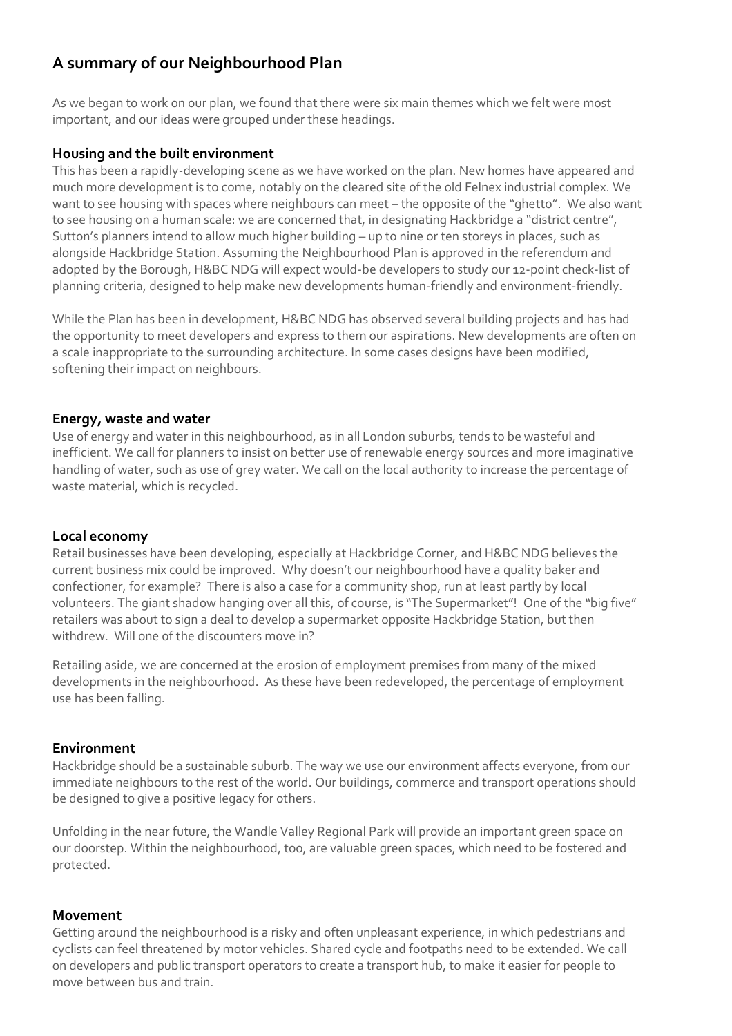## A summary of our Neighbourhood Plan

As we began to work on our plan, we found that there were six main themes which we felt were most important, and our ideas were grouped under these headings.

### Housing and the built environment

This has been a rapidly-developing scene as we have worked on the plan. New homes have appeared and much more development is to come, notably on the cleared site of the old Felnex industrial complex. We want to see housing with spaces where neighbours can meet – the opposite of the "ghetto". We also want to see housing on a human scale: we are concerned that, in designating Hackbridge a "district centre", Sutton's planners intend to allow much higher building – up to nine or ten storeys in places, such as alongside Hackbridge Station. Assuming the Neighbourhood Plan is approved in the referendum and adopted by the Borough, H&BC NDG will expect would-be developers to study our 12-point check-list of planning criteria, designed to help make new developments human-friendly and environment-friendly.

While the Plan has been in development, H&BC NDG has observed several building projects and has had the opportunity to meet developers and express to them our aspirations. New developments are often on a scale inappropriate to the surrounding architecture. In some cases designs have been modified, softening their impact on neighbours.

### Energy, waste and water

Use of energy and water in this neighbourhood, as in all London suburbs, tends to be wasteful and inefficient. We call for planners to insist on better use of renewable energy sources and more imaginative handling of water, such as use of grey water. We call on the local authority to increase the percentage of waste material, which is recycled.

### Local economy

Retail businesses have been developing, especially at Hackbridge Corner, and H&BC NDG believes the current business mix could be improved. Why doesn't our neighbourhood have a quality baker and confectioner, for example? There is also a case for a community shop, run at least partly by local volunteers. The giant shadow hanging over all this, of course, is "The Supermarket"! One of the "big five" retailers was about to sign a deal to develop a supermarket opposite Hackbridge Station, but then withdrew. Will one of the discounters move in?

Retailing aside, we are concerned at the erosion of employment premises from many of the mixed developments in the neighbourhood. As these have been redeveloped, the percentage of employment use has been falling.

### Environment

Hackbridge should be a sustainable suburb. The way we use our environment affects everyone, from our immediate neighbours to the rest of the world. Our buildings, commerce and transport operations should be designed to give a positive legacy for others.

Unfolding in the near future, the Wandle Valley Regional Park will provide an important green space on our doorstep. Within the neighbourhood, too, are valuable green spaces, which need to be fostered and protected.

### Movement

Getting around the neighbourhood is a risky and often unpleasant experience, in which pedestrians and cyclists can feel threatened by motor vehicles. Shared cycle and footpaths need to be extended. We call on developers and public transport operators to create a transport hub, to make it easier for people to move between bus and train.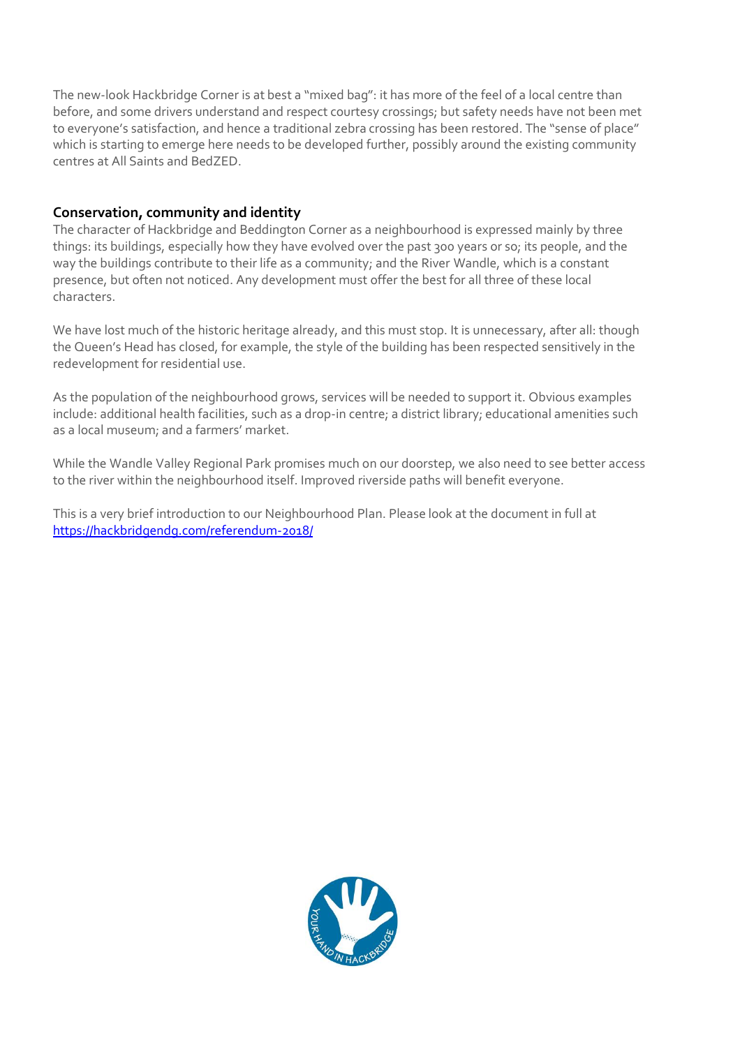The new-look Hackbridge Corner is at best a "mixed bag": it has more of the feel of a local centre than before, and some drivers understand and respect courtesy crossings; but safety needs have not been met to everyone's satisfaction, and hence a traditional zebra crossing has been restored. The "sense of place" which is starting to emerge here needs to be developed further, possibly around the existing community centres at All Saints and BedZED.

**Conservation, community and identity**

The character of Hackbridge and Beddington Corner as a neighbourhood is expressed mainly by three things: its buildings, especially how they have evolved over the past 300 years or so; its people, and the way the buildings contribute to their life as a community; and the River Wandle, which is a constant presence, but often not noticed. Any development must offer the best for all three of these local characters.

We have lost much of the historic heritage already, and this must stop. It is unnecessary, after all: though the Queen's Head has closed, for example, the style of the building has been respected sensitively in the redevelopment for residential use.

As the population of the neighbourhood grows, services will be needed to support it. Obvious examples include: additional health facilities, such as a drop-in centre; a district library; educational amenities such as a local museum; and a farmers' market.

While the Wandle Valley Regional Park promises much on our doorstep, we also need to see better access to the river within the neighbourhood itself. Improved riverside paths will benefit everyone.

This is a very brief introduction to our Neighbourhood Plan. Please look at the document in full at https://hackbridgendg.com/referendum-2018/

YOUR HAND IN HACKBRIDGE